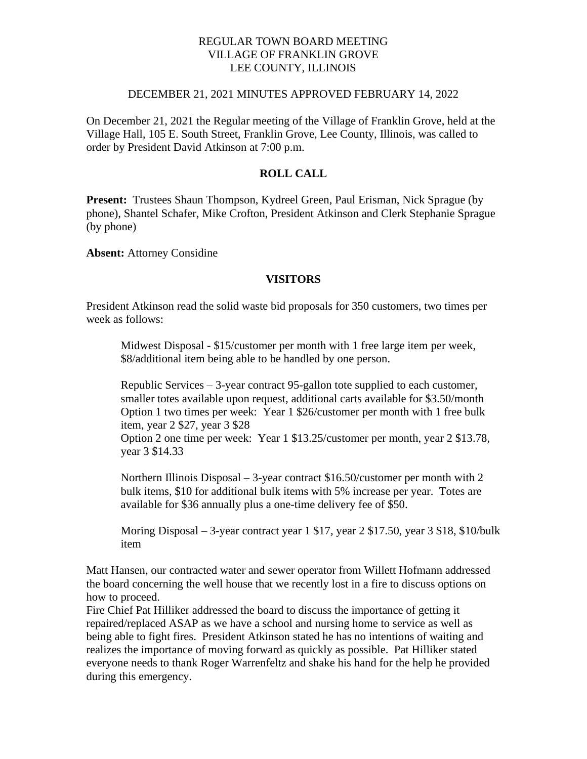REGULAR TOWN BOARD MEETING
VILLAGE OF FRANKLIN GROVE
LEE COUNTY, ILLINOIS

DECEMBER 21, 2021 MINUTES APPROVED FEBRUARY 14, 2022

On December 21, 2021 the Regular meeting of the Village of Franklin Grove, held at the Village Hall, 105 E. South Street, Franklin Grove, Lee County, Illinois, was called to order by President David Atkinson at 7:00 p.m.

## ROLL CALL

**Present:** Trustees Shaun Thompson, Kydreel Green, Paul Erisman, Nick Sprague (by phone), Shantel Schafer, Mike Crofton, President Atkinson and Clerk Stephanie Sprague (by phone)

**Absent:** Attorney Considine

## VISITORS

President Atkinson read the solid waste bid proposals for 350 customers, two times per week as follows:

> Midwest Disposal - $15/customer per month with 1 free large item per week, $8/additional item being able to be handled by one person.
>
> Republic Services – 3-year contract 95-gallon tote supplied to each customer, smaller totes available upon request, additional carts available for $3.50/month
> Option 1 two times per week: Year 1 $26/customer per month with 1 free bulk item, year 2 $27, year 3 $28
> Option 2 one time per week: Year 1 $13.25/customer per month, year 2 $13.78, year 3 $14.33
>
> Northern Illinois Disposal – 3-year contract $16.50/customer per month with 2 bulk items, $10 for additional bulk items with 5% increase per year. Totes are available for $36 annually plus a one-time delivery fee of $50.
>
> Moring Disposal – 3-year contract year 1 $17, year 2 $17.50, year 3 $18, $10/bulk item

Matt Hansen, our contracted water and sewer operator from Willett Hofmann addressed the board concerning the well house that we recently lost in a fire to discuss options on how to proceed.
Fire Chief Pat Hilliker addressed the board to discuss the importance of getting it repaired/replaced ASAP as we have a school and nursing home to service as well as being able to fight fires. President Atkinson stated he has no intentions of waiting and realizes the importance of moving forward as quickly as possible. Pat Hilliker stated everyone needs to thank Roger Warrenfeltz and shake his hand for the help he provided during this emergency.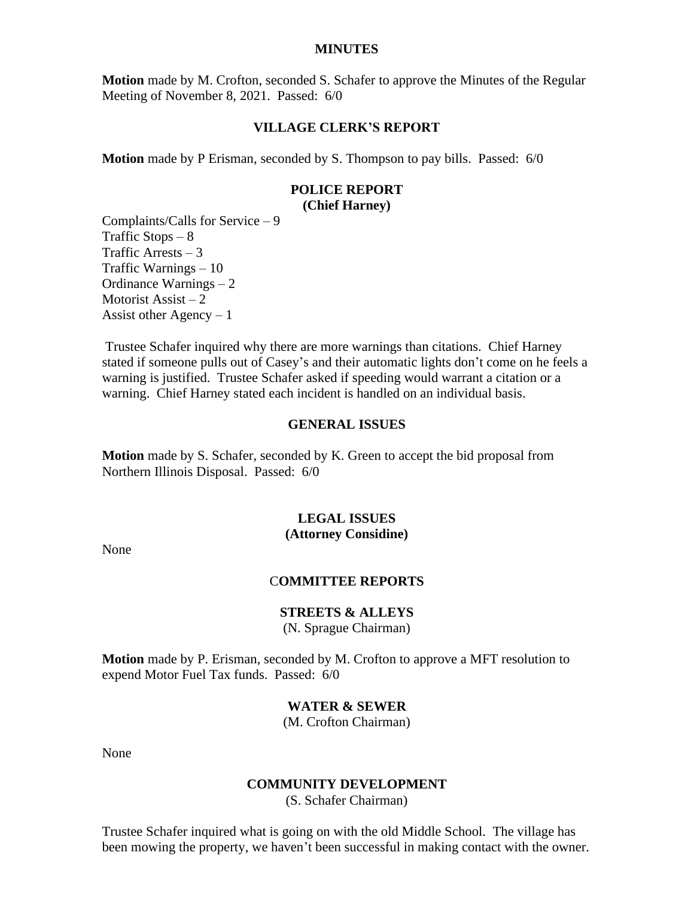## MINUTES

**Motion** made by M. Crofton, seconded S. Schafer to approve the Minutes of the Regular Meeting of November 8, 2021. Passed: 6/0

## VILLAGE CLERK'S REPORT

**Motion** made by P Erisman, seconded by S. Thompson to pay bills. Passed: 6/0

## POLICE REPORT
**(Chief Harney)**

Complaints/Calls for Service – 9
Traffic Stops – 8
Traffic Arrests – 3
Traffic Warnings – 10
Ordinance Warnings – 2
Motorist Assist – 2
Assist other Agency – 1

Trustee Schafer inquired why there are more warnings than citations. Chief Harney stated if someone pulls out of Casey's and their automatic lights don't come on he feels a warning is justified. Trustee Schafer asked if speeding would warrant a citation or a warning. Chief Harney stated each incident is handled on an individual basis.

## GENERAL ISSUES

**Motion** made by S. Schafer, seconded by K. Green to accept the bid proposal from Northern Illinois Disposal. Passed: 6/0

## LEGAL ISSUES
**(Attorney Considine)**

None

## COMMITTEE REPORTS

### STREETS & ALLEYS
(N. Sprague Chairman)

**Motion** made by P. Erisman, seconded by M. Crofton to approve a MFT resolution to expend Motor Fuel Tax funds. Passed: 6/0

### WATER & SEWER
(M. Crofton Chairman)

None

### COMMUNITY DEVELOPMENT
(S. Schafer Chairman)

Trustee Schafer inquired what is going on with the old Middle School. The village has been mowing the property, we haven't been successful in making contact with the owner.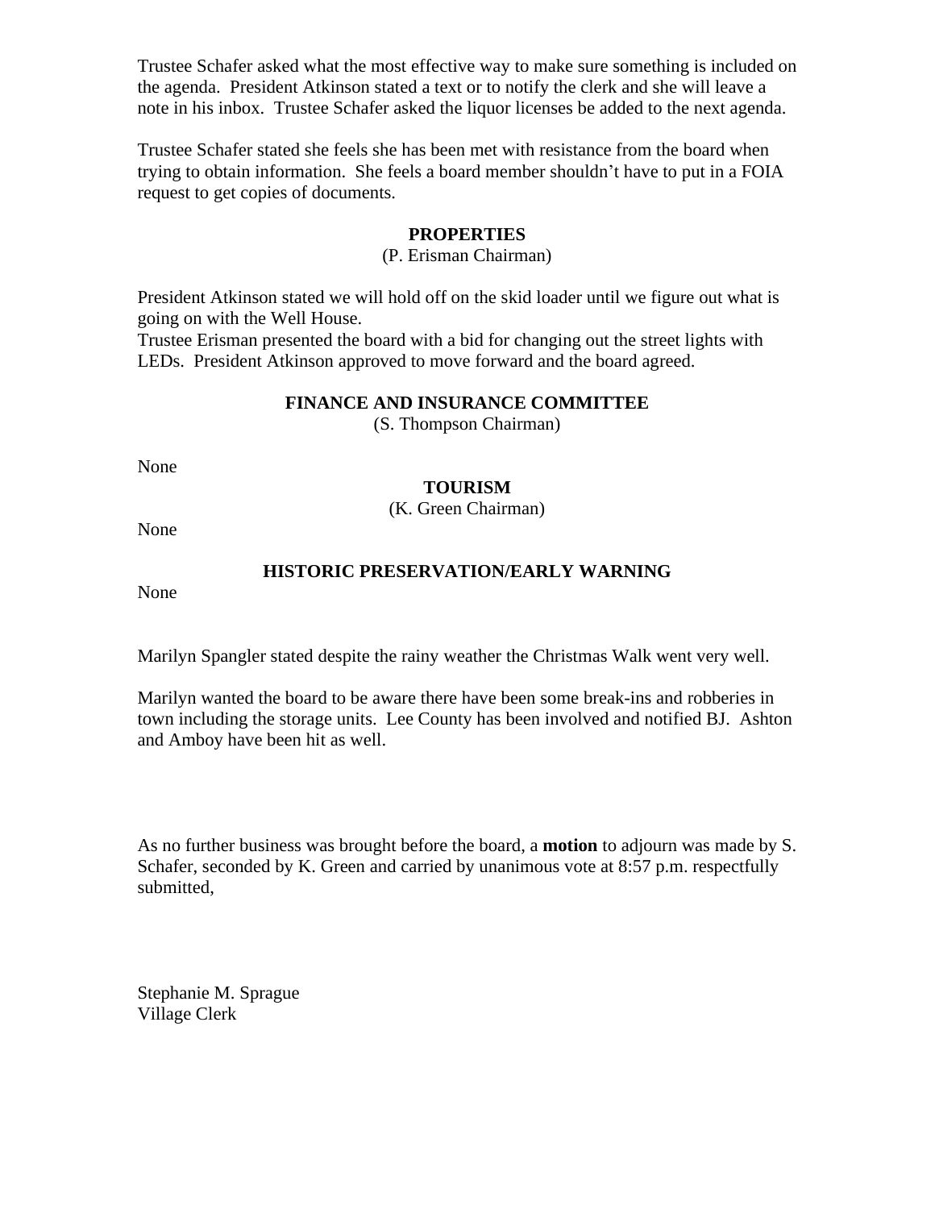Trustee Schafer asked what the most effective way to make sure something is included on the agenda. President Atkinson stated a text or to notify the clerk and she will leave a note in his inbox. Trustee Schafer asked the liquor licenses be added to the next agenda.

Trustee Schafer stated she feels she has been met with resistance from the board when trying to obtain information. She feels a board member shouldn't have to put in a FOIA request to get copies of documents.

## PROPERTIES

(P. Erisman Chairman)

President Atkinson stated we will hold off on the skid loader until we figure out what is going on with the Well House.
Trustee Erisman presented the board with a bid for changing out the street lights with LEDs. President Atkinson approved to move forward and the board agreed.

## FINANCE AND INSURANCE COMMITTEE

(S. Thompson Chairman)

None

## TOURISM

(K. Green Chairman)

None

## HISTORIC PRESERVATION/EARLY WARNING

None

Marilyn Spangler stated despite the rainy weather the Christmas Walk went very well.

Marilyn wanted the board to be aware there have been some break-ins and robberies in town including the storage units. Lee County has been involved and notified BJ. Ashton and Amboy have been hit as well.

As no further business was brought before the board, a **motion** to adjourn was made by S. Schafer, seconded by K. Green and carried by unanimous vote at 8:57 p.m. respectfully submitted,

Stephanie M. Sprague
Village Clerk